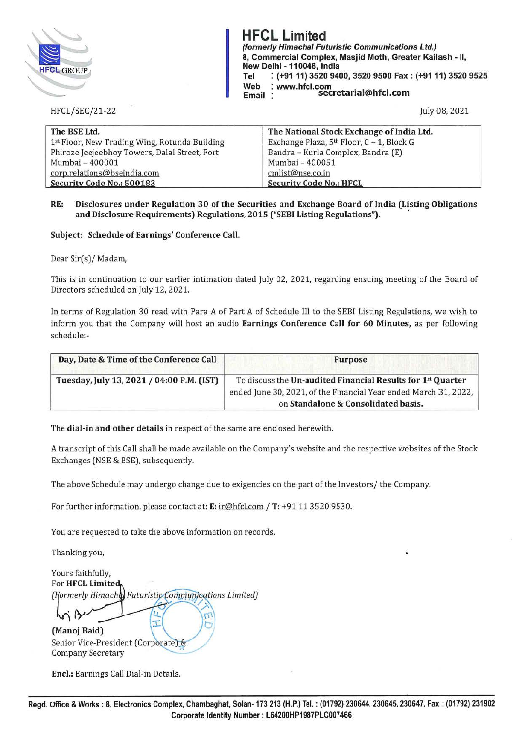# HFCL Limited

*(formerly Himachal Futuristic Communications Ltd.)*
**8, Commercial Complex, Masjid Moth, Greater Kailash - II, New Delhi - 110048, India**
**Tel : (+91 11) 3520 9400, 3520 9500 Fax : (+91 11) 3520 9525**
**Web : www.hfcl.com**
**Email : secretarial@hfcl.com**

HFCL/SEC/21-22

July 08, 2021

| The BSE Ltd. | The National Stock Exchange of India Ltd. |
|---|---|
| 1st Floor, New Trading Wing, Rotunda Building | Exchange Plaza, 5th Floor, C – 1, Block G |
| Phiroze Jeejeebhoy Towers, Dalal Street, Fort | Bandra – Kurla Complex, Bandra (E) |
| Mumbai – 400001 | Mumbai – 400051 |
| corp.relations@bseindia.com | cmlist@nse.co.in |
| **Security Code No.: 500183** | **Security Code No.: HFCL** |

**RE: Disclosures under Regulation 30 of the Securities and Exchange Board of India (Listing Obligations and Disclosure Requirements) Regulations, 2015 ("SEBI Listing Regulations").**

**Subject: Schedule of Earnings' Conference Call.**

Dear Sir(s)/ Madam,

This is in continuation to our earlier intimation dated July 02, 2021, regarding ensuing meeting of the Board of Directors scheduled on July 12, 2021.

In terms of Regulation 30 read with Para A of Part A of Schedule III to the SEBI Listing Regulations, we wish to inform you that the Company will host an audio **Earnings Conference Call for 60 Minutes,** as per following schedule:-

| Day, Date & Time of the Conference Call | Purpose |
|---|---|
| **Tuesday, July 13, 2021 / 04:00 P.M. (IST)** | To discuss the **Un-audited Financial Results for 1st Quarter** ended June 30, 2021, of the Financial Year ended March 31, 2022, on **Standalone & Consolidated basis.** |

The **dial-in and other details** in respect of the same are enclosed herewith.

A transcript of this Call shall be made available on the Company's website and the respective websites of the Stock Exchanges (NSE & BSE), subsequently.

The above Schedule may undergo change due to exigencies on the part of the Investors/ the Company.

For further information, please contact at: **E:** ir@hfcl.com / **T:** +91 11 3520 9530.

You are requested to take the above information on records.

Thanking you,

Yours faithfully,
For **HFCL Limited**
*(Formerly Himachal Futuristic Communications Limited)*

**(Manoj Baid)**
Senior Vice-President (Corporate) &
Company Secretary

**Encl.:** Earnings Call Dial-in Details.

**Regd. Office & Works : 8, Electronics Complex, Chambaghat, Solan- 173 213 (H.P.) Tel. : (01792) 230644, 230645, 230647, Fax : (01792) 231902**
**Corporate Identity Number : L64200HP1987PLC007466**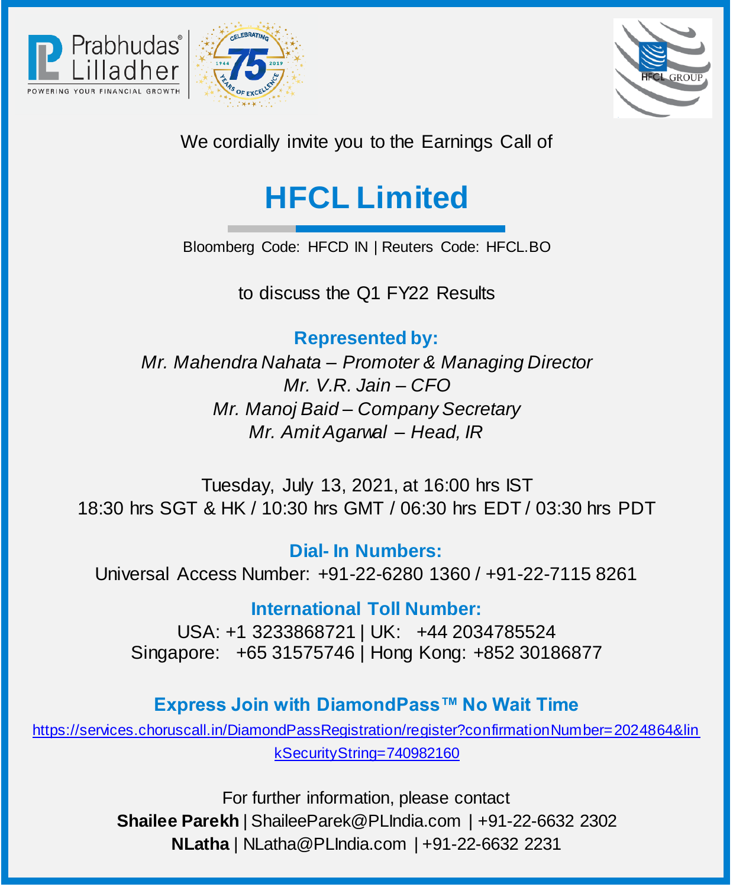Prabhudas Lilladher
POWERING YOUR FINANCIAL GROWTH

CELEBRATING 75 YEARS OF EXCELLENCE 1944 2019

HFCL GROUP

We cordially invite you to the Earnings Call of

# HFCL Limited

Bloomberg Code: HFCD IN | Reuters Code: HFCL.BO

to discuss the Q1 FY22 Results

### Represented by:

*Mr. Mahendra Nahata – Promoter & Managing Director*
*Mr. V.R. Jain – CFO*
*Mr. Manoj Baid – Company Secretary*
*Mr. Amit Agarwal – Head, IR*

Tuesday, July 13, 2021, at 16:00 hrs IST
18:30 hrs SGT & HK / 10:30 hrs GMT / 06:30 hrs EDT / 03:30 hrs PDT

### Dial- In Numbers:

Universal Access Number: +91-22-6280 1360 / +91-22-7115 8261

### International Toll Number:

USA: +1 3233868721 | UK: +44 2034785524
Singapore: +65 31575746 | Hong Kong: +852 30186877

### Express Join with DiamondPass™ No Wait Time

https://services.choruscall.in/DiamondPassRegistration/register?confirmationNumber=2024864&linkSecurityString=740982160

For further information, please contact
**Shailee Parekh** | ShaileeParek@PLIndia.com | +91-22-6632 2302
**NLatha** | NLatha@PLIndia.com | +91-22-6632 2231